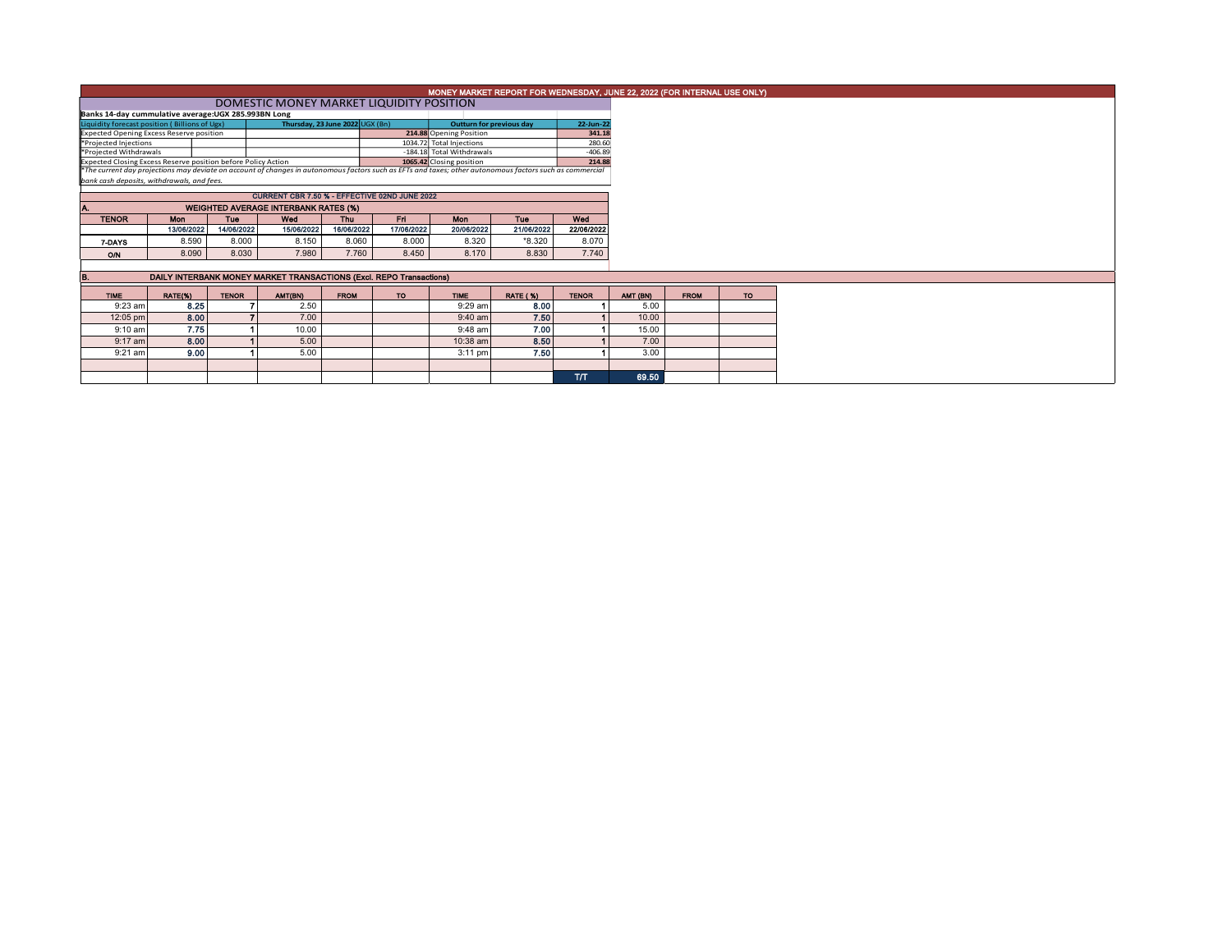# MONEY MARKET REPORT FOR WEDNESDAY, JUNE 22, 2022 (FOR INTERNAL USE ONLY)

## DOMESTIC MONEY MARKET LIQUIDITY POSITION

**Banks 14-day cummulative average:UGX 285.993BN Long**

| Liquidity forecast position ( Billions of Ugx) | | Thursday, 23 June 2022 | UGX (Bn) | Outturn for previous day | 22-Jun-22 |
|---|---|---|---|---|---|
| Expected Opening Excess Reserve position | | | 214.88 | Opening Position | 341.18 |
| *Projected Injections | | | 1034.72 | Total Injections | 280.60 |
| *Projected Withdrawals | | | -184.18 | Total Withdrawals | -406.89 |
| Expected Closing Excess Reserve position before Policy Action | | | 1065.42 | Closing position | 214.88 |

*The current day projections may deviate on account of changes in autonomous factors such as EFTs and taxes; other autonomous factors such as commercial bank cash deposits, withdrawals, and fees.*

**CURRENT CBR 7.50 % - EFFECTIVE 02ND JUNE 2022**

### A. WEIGHTED AVERAGE INTERBANK RATES (%)

| TENOR | Mon | Tue | Wed | Thu | Fri | Mon | Tue | Wed |
|---|---|---|---|---|---|---|---|---|
| | 13/06/2022 | 14/06/2022 | 15/06/2022 | 16/06/2022 | 17/06/2022 | 20/06/2022 | 21/06/2022 | 22/06/2022 |
| 7-DAYS | 8.590 | 8.000 | 8.150 | 8.060 | 8.000 | 8.320 | *8.320 | 8.070 |
| O/N | 8.090 | 8.030 | 7.980 | 7.760 | 8.450 | 8.170 | 8.830 | 7.740 |

### B. DAILY INTERBANK MONEY MARKET TRANSACTIONS (Excl. REPO Transactions)

| TIME | RATE(%) | TENOR | AMT(BN) | FROM | TO | TIME | RATE ( %) | TENOR | AMT (BN) | FROM | TO |
|---|---|---|---|---|---|---|---|---|---|---|---|
| 9:23 am | 8.25 | 7 | 2.50 | | | 9:29 am | 8.00 | 1 | 5.00 | | |
| 12:05 pm | 8.00 | 7 | 7.00 | | | 9:40 am | 7.50 | 1 | 10.00 | | |
| 9:10 am | 7.75 | 1 | 10.00 | | | 9:48 am | 7.00 | 1 | 15.00 | | |
| 9:17 am | 8.00 | 1 | 5.00 | | | 10:38 am | 8.50 | 1 | 7.00 | | |
| 9:21 am | 9.00 | 1 | 5.00 | | | 3:11 pm | 7.50 | 1 | 3.00 | | |
| | | | | | | | | | | | |
| | | | | | | | | T/T | 69.50 | | |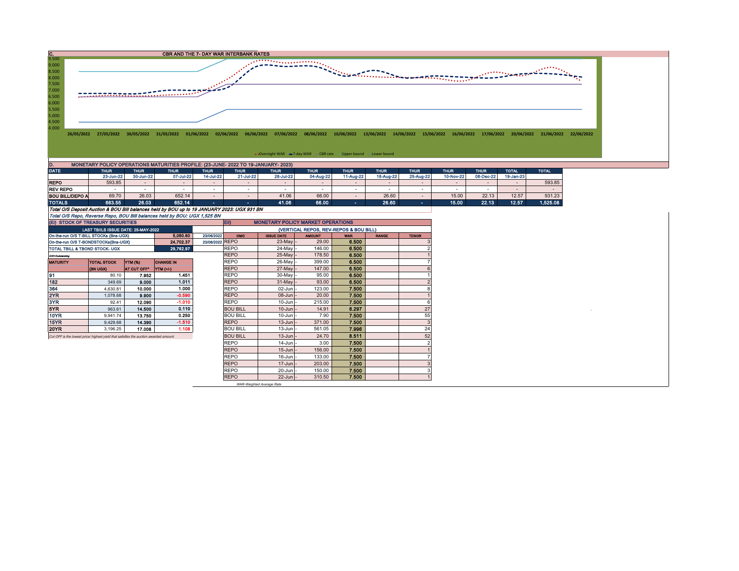## C. CBR AND THE 7- DAY WAR INTERBANK RATES

9.500
9.000
8.500
8.000
7.500
7.000
6.500
6.000
5.500
5.000
4.500
4.000

26/05/2022 27/05/2022 30/05/2022 31/05/2022 01/06/2022 02/06/2022 06/06/2022 07/06/2022 08/06/2022 10/06/2022 13/06/2022 14/06/2022 15/06/2022 16/06/2022 17/06/2022 20/06/2022 21/06/2022 22/06/2022

Overnight WAR   7-day WAR   CBR rate   Upper bound   Lower bound

## D. MONETARY POLICY OPERATIONS MATURITIES PROFILE: (23-JUNE- 2022 TO 19-JANUARY- 2023)

| DATE | THUR 23-Jun-22 | THUR 30-Jun-22 | THUR 07-Jul-22 | THUR 14-Jul-22 | THUR 21-Jul-22 | THUR 28-Jul-22 | THUR 04-Aug-22 | THUR 11-Aug-22 | THUR 18-Aug-22 | THUR 25-Aug-22 | THUR 10-Nov-22 | THUR 08-Dec-22 | TOTAL 19-Jan-23 | TOTAL |
|---|---|---|---|---|---|---|---|---|---|---|---|---|---|---|
| REPO | 593.85 | - | - | - | - | - | - | - | - | - | - | - | - | 593.85 |
| REV REPO | - | - | - | - | - | - | - | - | - | - | - | - | - | - |
| BOU BILL/DEPO A | 69.70 | 26.03 | 652.14 | - | - | 41.06 | 66.00 | - | 26.60 | - | 15.00 | 22.13 | 12.57 | 931.23 |
| TOTALS | 663.55 | 26.03 | 652.14 | - | - | 41.06 | 66.00 | - | 26.60 | - | 15.00 | 22.13 | 12.57 | 1,525.08 |

*Total O/S Deposit Auction & BOU Bill balances held by BOU up to 19 JANUARY 2023: UGX 931 BN*

*Total O/S Repo, Reverse Repo, BOU Bill balances held by BOU: UGX 1,525 BN*

## (Ei) STOCK OF TREASURY SECURITIES

| LAST TBIILS ISSUE DATE: 25-MAY-2022 | | |
|---|---|---|
| On-the-run O/S T-BILL STOCKs (Bns-UGX) | 5,060.60 | 23/06/2022 |
| On-the-run O/S T-BONDSTOCKs(Bns-UGX) | 24,702.37 | 23/06/2022 |
| TOTAL TBILL & TBOND STOCK- UGX | 29,762.97 | |

O/S=Outstanding

| MATURITY | TOTAL STOCK (BN UGX) | YTM (%) AT CUT OFF* | CHANGE IN YTM (+/-) |
|---|---|---|---|
| 91 | 80.10 | 7.952 | 1.451 |
| 182 | 349.69 | 9.000 | 1.011 |
| 364 | 4,630.81 | 10.000 | 1.000 |
| 2YR | 1,078.68 | 9.900 | -0.590 |
| 3YR | 92.41 | 12.090 | -1.010 |
| 5YR | 963.61 | 14.500 | 0.110 |
| 10YR | 9,941.74 | 13.750 | 0.250 |
| 15YR | 9,429.68 | 14.390 | -1.510 |
| 20YR | 3,196.25 | 17.008 | 1.108 |

*Cut OFF is the lowest price/ highest yield that satisfies the auction awarded amount.*

## Eii) MONETARY POLICY MARKET OPERATIONS

(VERTICAL REPOS, REV-REPOS & BOU BILL)

| OMO | ISSUE DATE | AMOUNT | WAR | RANGE | TENOR |
|---|---|---|---|---|---|
| REPO | 23-May | 29.00 | 6.500 | | 3 |
| REPO | 24-May | 146.00 | 6.500 | | 2 |
| REPO | 25-May | 178.50 | 6.500 | | 1 |
| REPO | 26-May | 399.00 | 6.500 | | 7 |
| REPO | 27-May | 147.00 | 6.500 | | 6 |
| REPO | 30-May | 95.00 | 6.500 | | 1 |
| REPO | 31-May | 93.00 | 6.500 | | 2 |
| REPO | 02-Jun | 123.00 | 7.500 | | 8 |
| REPO | 08-Jun | 20.00 | 7.500 | | 1 |
| REPO | 10-Jun | 215.00 | 7.500 | | 6 |
| BOU BILL | 10-Jun | 14.91 | 8.297 | | 27 |
| BOU BILL | 10-Jun | 7.90 | 7.500 | | 55 |
| REPO | 13-Jun | 371.00 | 7.500 | | 3 |
| BOU BILL | 13-Jun | 561.05 | 7.996 | | 24 |
| BOU BILL | 13-Jun | 24.70 | 8.511 | | 52 |
| REPO | 14-Jun | 3.00 | 7.500 | | 2 |
| REPO | 15-Jun | 156.00 | 7.500 | | 1 |
| REPO | 16-Jun | 133.00 | 7.500 | | 7 |
| REPO | 17-Jun | 203.00 | 7.500 | | 3 |
| REPO | 20-Jun | 150.00 | 7.500 | | 3 |
| REPO | 22-Jun | 310.50 | 7.500 | | 1 |

*WAR-Weighted Average Rate*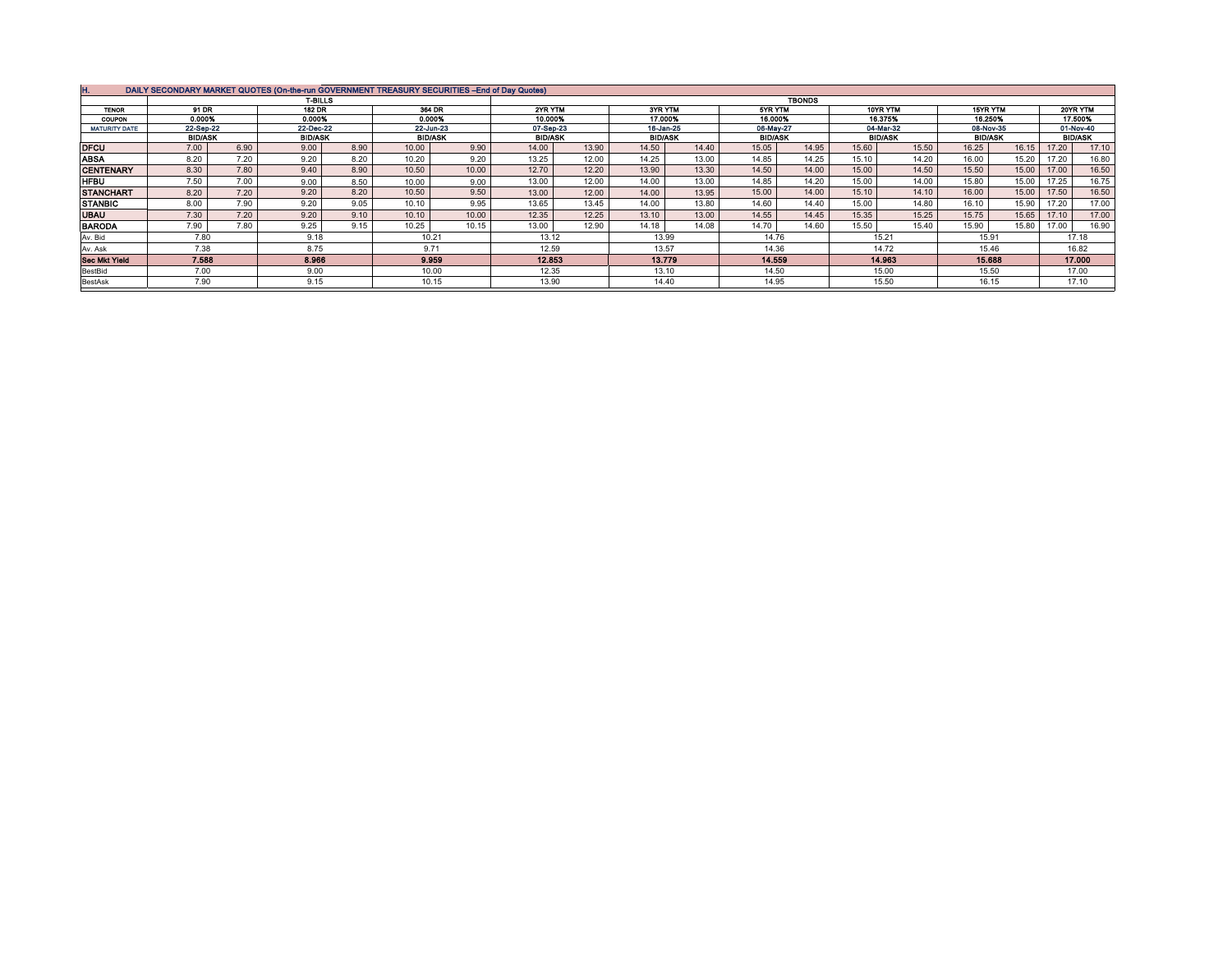| H. | DAILY SECONDARY MARKET QUOTES (On-the-run GOVERNMENT TREASURY SECURITIES –End of Day Quotes) | | | | | | | | | | | | | | | | | |
|---|---|---|---|---|---|---|---|---|---|---|---|---|---|---|---|---|---|---|
| | T-BILLS | | | | | | TBONDS | | | | | | | | | | | |
| TENOR | 91 DR | | 182 DR | | 364 DR | | 2YR YTM | | 3YR YTM | | 5YR YTM | | 10YR YTM | | 15YR YTM | | 20YR YTM | |
| COUPON | 0.000% | | 0.000% | | 0.000% | | 10.000% | | 17.000% | | 16.000% | | 16.375% | | 16.250% | | 17.500% | |
| MATURITY DATE | 22-Sep-22 | | 22-Dec-22 | | 22-Jun-23 | | 07-Sep-23 | | 16-Jan-25 | | 08-May-27 | | 04-Mar-32 | | 08-Nov-35 | | 01-Nov-40 | |
| | BID/ASK | | BID/ASK | | BID/ASK | | BID/ASK | | BID/ASK | | BID/ASK | | BID/ASK | | BID/ASK | | BID/ASK | |
| DFCU | 7.00 | 6.90 | 9.00 | 8.90 | 10.00 | 9.90 | 14.00 | 13.90 | 14.50 | 14.40 | 15.05 | 14.95 | 15.60 | 15.50 | 16.25 | 16.15 | 17.20 | 17.10 |
| ABSA | 8.20 | 7.20 | 9.20 | 8.20 | 10.20 | 9.20 | 13.25 | 12.00 | 14.25 | 13.00 | 14.85 | 14.25 | 15.10 | 14.20 | 16.00 | 15.20 | 17.20 | 16.80 |
| CENTENARY | 8.30 | 7.80 | 9.40 | 8.90 | 10.50 | 10.00 | 12.70 | 12.20 | 13.90 | 13.30 | 14.50 | 14.00 | 15.00 | 14.50 | 15.50 | 15.00 | 17.00 | 16.50 |
| HFBU | 7.50 | 7.00 | 9.00 | 8.50 | 10.00 | 9.00 | 13.00 | 12.00 | 14.00 | 13.00 | 14.85 | 14.20 | 15.00 | 14.00 | 15.80 | 15.00 | 17.25 | 16.75 |
| STANCHART | 8.20 | 7.20 | 9.20 | 8.20 | 10.50 | 9.50 | 13.00 | 12.00 | 14.00 | 13.95 | 15.00 | 14.00 | 15.10 | 14.10 | 16.00 | 15.00 | 17.50 | 16.50 |
| STANBIC | 8.00 | 7.90 | 9.20 | 9.05 | 10.10 | 9.95 | 13.65 | 13.45 | 14.00 | 13.80 | 14.60 | 14.40 | 15.00 | 14.80 | 16.10 | 15.90 | 17.20 | 17.00 |
| UBAU | 7.30 | 7.20 | 9.20 | 9.10 | 10.10 | 10.00 | 12.35 | 12.25 | 13.10 | 13.00 | 14.55 | 14.45 | 15.35 | 15.25 | 15.75 | 15.65 | 17.10 | 17.00 |
| BARODA | 7.90 | 7.80 | 9.25 | 9.15 | 10.25 | 10.15 | 13.00 | 12.90 | 14.18 | 14.08 | 14.70 | 14.60 | 15.50 | 15.40 | 15.90 | 15.80 | 17.00 | 16.90 |
| Av. Bid | 7.80 | | 9.18 | | 10.21 | | 13.12 | | 13.99 | | 14.76 | | 15.21 | | 15.91 | | 17.18 | |
| Av. Ask | 7.38 | | 8.75 | | 9.71 | | 12.59 | | 13.57 | | 14.36 | | 14.72 | | 15.46 | | 16.82 | |
| Sec Mkt Yield | 7.588 | | 8.966 | | 9.959 | | 12.853 | | 13.779 | | 14.559 | | 14.963 | | 15.688 | | 17.000 | |
| BestBid | 7.00 | | 9.00 | | 10.00 | | 12.35 | | 13.10 | | 14.50 | | 15.00 | | 15.50 | | 17.00 | |
| BestAsk | 7.90 | | 9.15 | | 10.15 | | 13.90 | | 14.40 | | 14.95 | | 15.50 | | 16.15 | | 17.10 | |